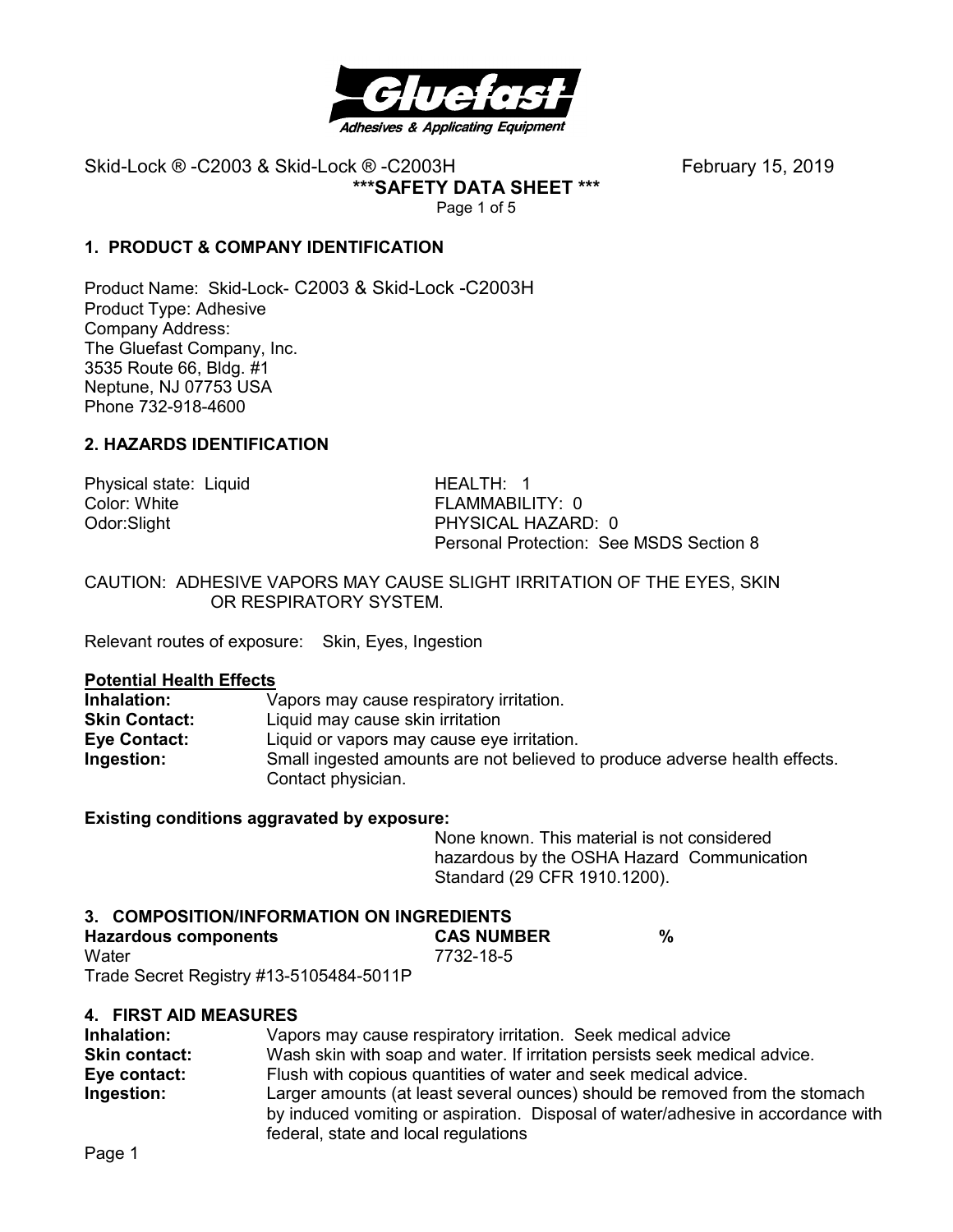Skid-Lock ® -C2003 & Skid-Lock ® -C2003H February 15, 2019

**\*\*\*SAFETY DATA SHEET \*\*\***

## 1. PRODUCT & COMPANY IDENTIFICATION

Product Name: Skid-Lock- C2003 & Skid-Lock -C2003H
Product Type: Adhesive
Company Address:
The Gluefast Company, Inc.
3535 Route 66, Bldg. #1
Neptune, NJ 07753 USA
Phone 732-918-4600

## 2. HAZARDS IDENTIFICATION

Physical state: Liquid
Color: White
Odor:Slight

HEALTH: 1
FLAMMABILITY: 0
PHYSICAL HAZARD: 0
Personal Protection: See MSDS Section 8

CAUTION: ADHESIVE VAPORS MAY CAUSE SLIGHT IRRITATION OF THE EYES, SKIN OR RESPIRATORY SYSTEM.

Relevant routes of exposure: Skin, Eyes, Ingestion

**Potential Health Effects**

**Inhalation:** Vapors may cause respiratory irritation.
**Skin Contact:** Liquid may cause skin irritation
**Eye Contact:** Liquid or vapors may cause eye irritation.
**Ingestion:** Small ingested amounts are not believed to produce adverse health effects. Contact physician.

**Existing conditions aggravated by exposure:**
None known. This material is not considered hazardous by the OSHA Hazard Communication Standard (29 CFR 1910.1200).

## 3. COMPOSITION/INFORMATION ON INGREDIENTS

| Hazardous components | CAS NUMBER | % |
|---|---|---|
| Water | 7732-18-5 | |
| Trade Secret Registry #13-5105484-5011P | | |

## 4. FIRST AID MEASURES

**Inhalation:** Vapors may cause respiratory irritation. Seek medical advice
**Skin contact:** Wash skin with soap and water. If irritation persists seek medical advice.
**Eye contact:** Flush with copious quantities of water and seek medical advice.
**Ingestion:** Larger amounts (at least several ounces) should be removed from the stomach by induced vomiting or aspiration. Disposal of water/adhesive in accordance with federal, state and local regulations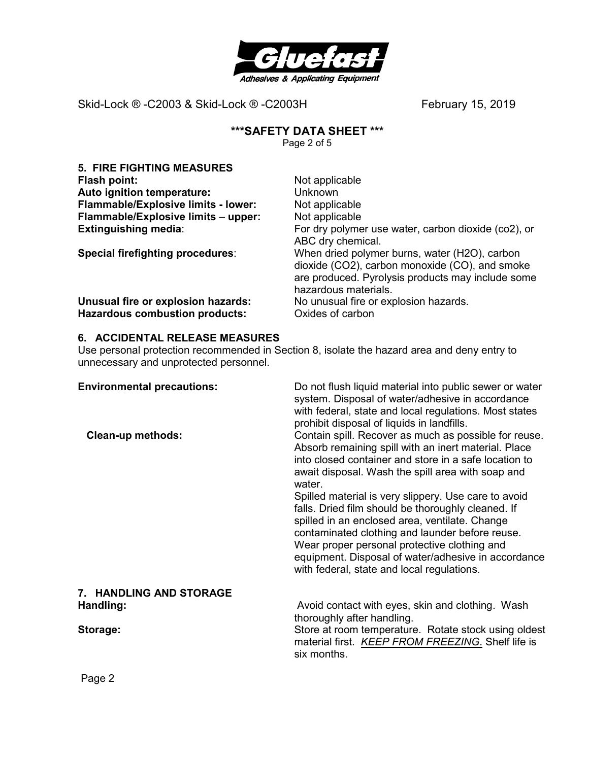## 5. FIRE FIGHTING MEASURES

| | |
|---|---|
| **Flash point:** | Not applicable |
| **Auto ignition temperature:** | Unknown |
| **Flammable/Explosive limits - lower:** | Not applicable |
| **Flammable/Explosive limits – upper:** | Not applicable |
| **Extinguishing media**: | For dry polymer use water, carbon dioxide (co2), or ABC dry chemical. |
| **Special firefighting procedures**: | When dried polymer burns, water ($H_2O$), carbon dioxide ($CO_2$), carbon monoxide (CO), and smoke are produced. Pyrolysis products may include some hazardous materials. |
| **Unusual fire or explosion hazards:** | No unusual fire or explosion hazards. |
| **Hazardous combustion products:** | Oxides of carbon |

## 6. ACCIDENTAL RELEASE MEASURES

Use personal protection recommended in Section 8, isolate the hazard area and deny entry to unnecessary and unprotected personnel.

**Environmental precautions:** Do not flush liquid material into public sewer or water system. Disposal of water/adhesive in accordance with federal, state and local regulations. Most states prohibit disposal of liquids in landfills.

**Clean-up methods:** Contain spill. Recover as much as possible for reuse. Absorb remaining spill with an inert material. Place into closed container and store in a safe location to await disposal. Wash the spill area with soap and water.

Spilled material is very slippery. Use care to avoid falls. Dried film should be thoroughly cleaned. If spilled in an enclosed area, ventilate. Change contaminated clothing and launder before reuse. Wear proper personal protective clothing and equipment. Disposal of water/adhesive in accordance with federal, state and local regulations.

## 7. HANDLING AND STORAGE

**Handling:** Avoid contact with eyes, skin and clothing. Wash thoroughly after handling.

**Storage:** Store at room temperature. Rotate stock using oldest material first. ***KEEP FROM FREEZING***. Shelf life is six months.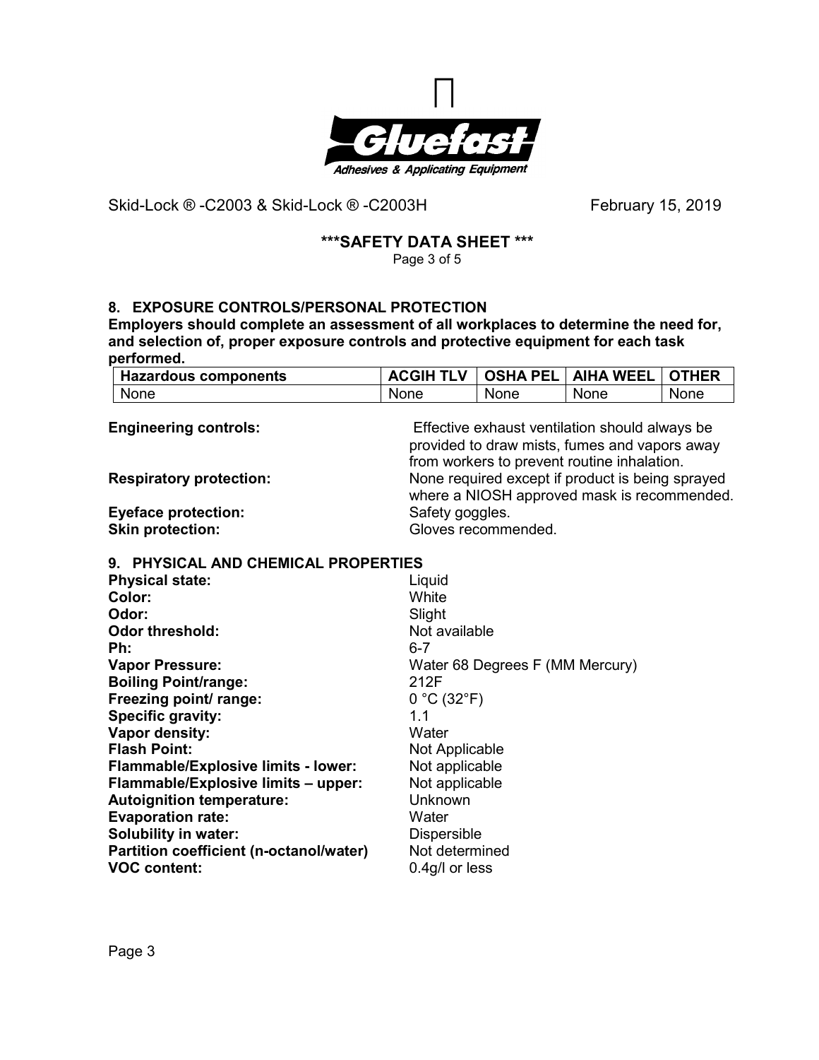## 8. EXPOSURE CONTROLS/PERSONAL PROTECTION

**Employers should complete an assessment of all workplaces to determine the need for, and selection of, proper exposure controls and protective equipment for each task performed.**

| Hazardous components | ACGIH TLV | OSHA PEL | AIHA WEEL | OTHER |
|---|---|---|---|---|
| None | None | None | None | None |

**Engineering controls:** Effective exhaust ventilation should always be provided to draw mists, fumes and vapors away from workers to prevent routine inhalation.

**Respiratory protection:** None required except if product is being sprayed where a NIOSH approved mask is recommended.

**Eyeface protection:** Safety goggles.

**Skin protection:** Gloves recommended.

## 9. PHYSICAL AND CHEMICAL PROPERTIES

**Physical state:** Liquid
**Color:** White
**Odor:** Slight
**Odor threshold:** Not available
**Ph:** 6-7
**Vapor Pressure:** Water 68 Degrees F (MM Mercury)
**Boiling Point/range:** 212F
**Freezing point/ range:** 0 °C (32°F)
**Specific gravity:** 1.1
**Vapor density:** Water
**Flash Point:** Not Applicable
**Flammable/Explosive limits - lower:** Not applicable
**Flammable/Explosive limits – upper:** Not applicable
**Autoignition temperature:** Unknown
**Evaporation rate:** Water
**Solubility in water:** Dispersible
**Partition coefficient (n-octanol/water)** Not determined
**VOC content:** 0.4g/l or less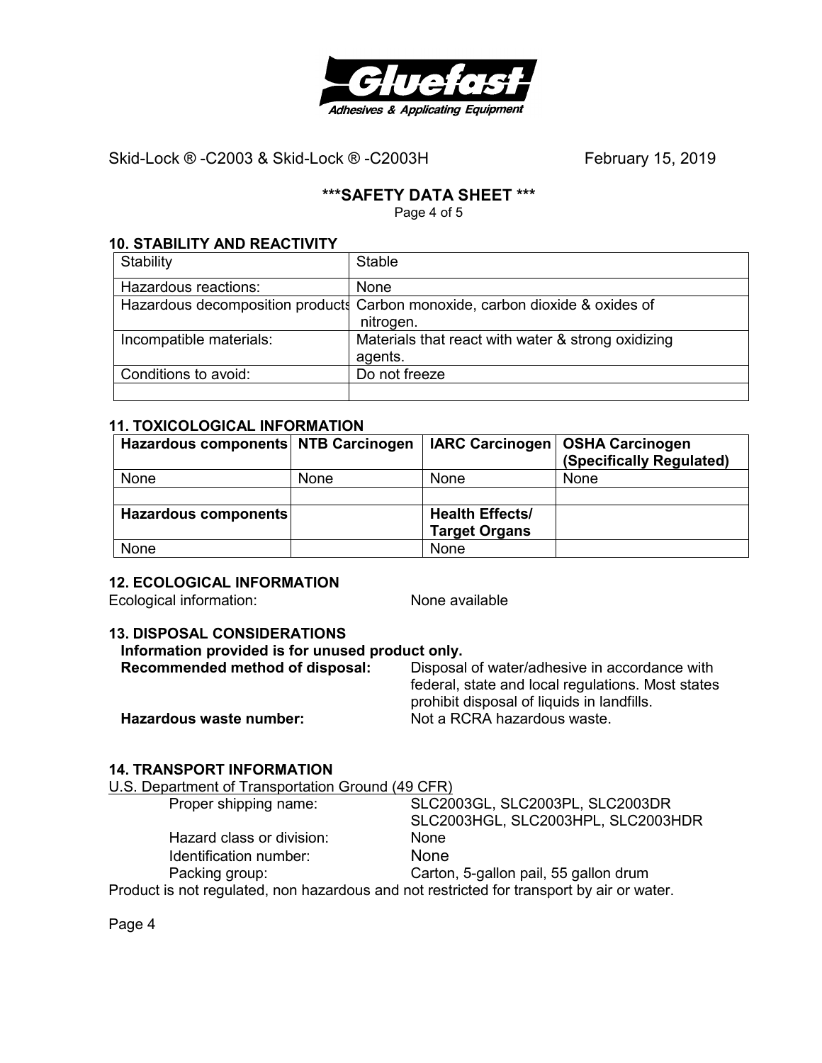Skid-Lock ® -C2003 & Skid-Lock ® -C2003H February 15, 2019

## ***SAFETY DATA SHEET ***

### 10. STABILITY AND REACTIVITY

| Stability | Stable |
|---|---|
| Hazardous reactions: | None |
| Hazardous decomposition products | Carbon monoxide, carbon dioxide & oxides of nitrogen. |
| Incompatible materials: | Materials that react with water & strong oxidizing agents. |
| Conditions to avoid: | Do not freeze |
| | |

### 11. TOXICOLOGICAL INFORMATION

| **Hazardous components** | **NTB Carcinogen** | **IARC Carcinogen** | **OSHA Carcinogen (Specifically Regulated)** |
|---|---|---|---|
| None | None | None | None |
| | | | |
| **Hazardous components** | | **Health Effects/ Target Organs** | |
| None | | None | |

### 12. ECOLOGICAL INFORMATION

Ecological information: None available

### 13. DISPOSAL CONSIDERATIONS

**Information provided is for unused product only.**

**Recommended method of disposal:** Disposal of water/adhesive in accordance with federal, state and local regulations. Most states prohibit disposal of liquids in landfills.

**Hazardous waste number:** Not a RCRA hazardous waste.

### 14. TRANSPORT INFORMATION

U.S. Department of Transportation Ground (49 CFR)

- Proper shipping name: SLC2003GL, SLC2003PL, SLC2003DR SLC2003HGL, SLC2003HPL, SLC2003HDR
- Hazard class or division: None
- Identification number: None
- Packing group: Carton, 5-gallon pail, 55 gallon drum

Product is not regulated, non hazardous and not restricted for transport by air or water.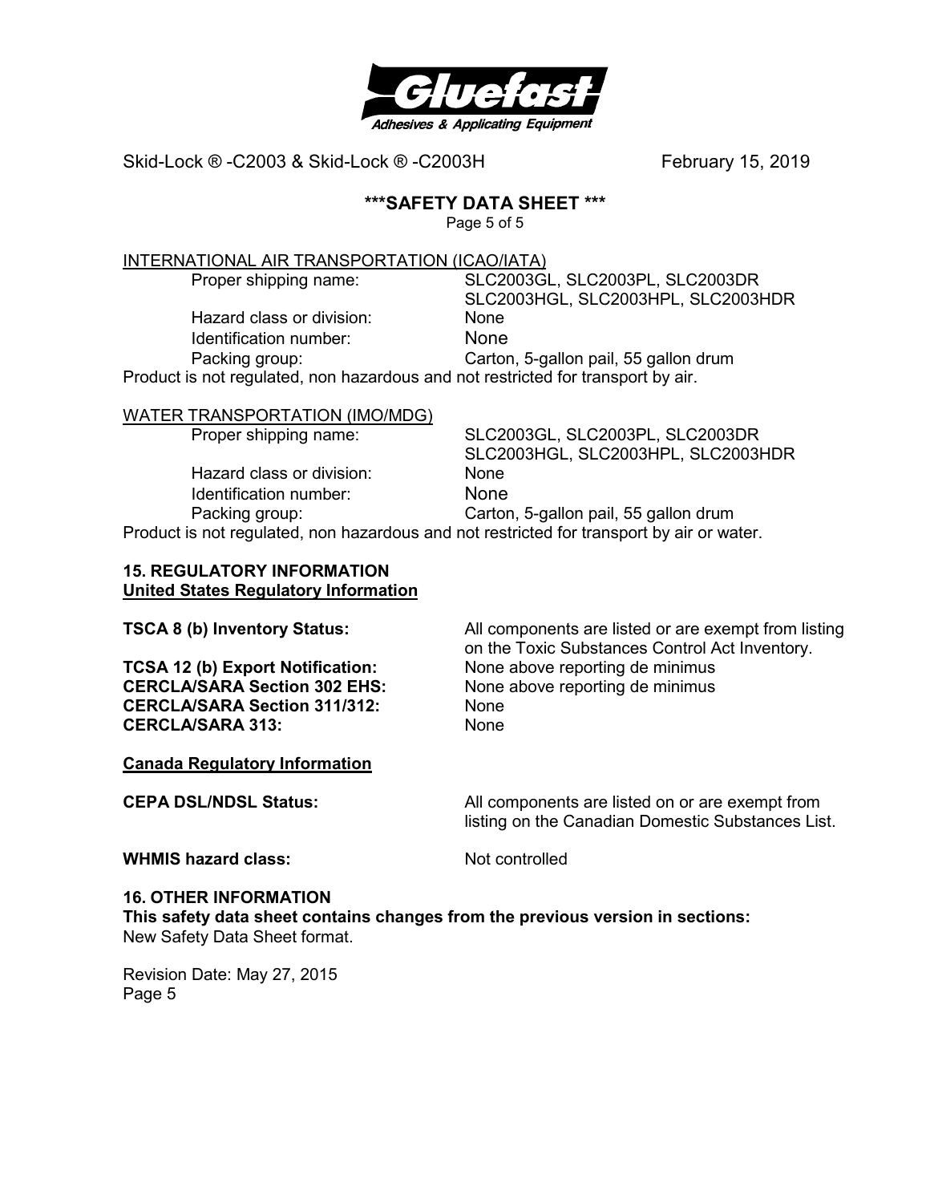INTERNATIONAL AIR TRANSPORTATION (ICAO/IATA)

| | |
|---|---|
| Proper shipping name: | SLC2003GL, SLC2003PL, SLC2003DR SLC2003HGL, SLC2003HPL, SLC2003HDR |
| Hazard class or division: | None |
| Identification number: | None |
| Packing group: | Carton, 5-gallon pail, 55 gallon drum |

Product is not regulated, non hazardous and not restricted for transport by air.

WATER TRANSPORTATION (IMO/MDG)

| | |
|---|---|
| Proper shipping name: | SLC2003GL, SLC2003PL, SLC2003DR SLC2003HGL, SLC2003HPL, SLC2003HDR |
| Hazard class or division: | None |
| Identification number: | None |
| Packing group: | Carton, 5-gallon pail, 55 gallon drum |

Product is not regulated, non hazardous and not restricted for transport by air or water.

## 15. REGULATORY INFORMATION

**United States Regulatory Information**

| | |
|---|---|
| **TSCA 8 (b) Inventory Status:** | All components are listed or are exempt from listing on the Toxic Substances Control Act Inventory. |
| **TCSA 12 (b) Export Notification:** | None above reporting de minimus |
| **CERCLA/SARA Section 302 EHS:** | None above reporting de minimus |
| **CERCLA/SARA Section 311/312:** | None |
| **CERCLA/SARA 313:** | None |

**Canada Regulatory Information**

| | |
|---|---|
| **CEPA DSL/NDSL Status:** | All components are listed on or are exempt from listing on the Canadian Domestic Substances List. |
| **WHMIS hazard class:** | Not controlled |

## 16. OTHER INFORMATION

**This safety data sheet contains changes from the previous version in sections:**
New Safety Data Sheet format.

Revision Date: May 27, 2015